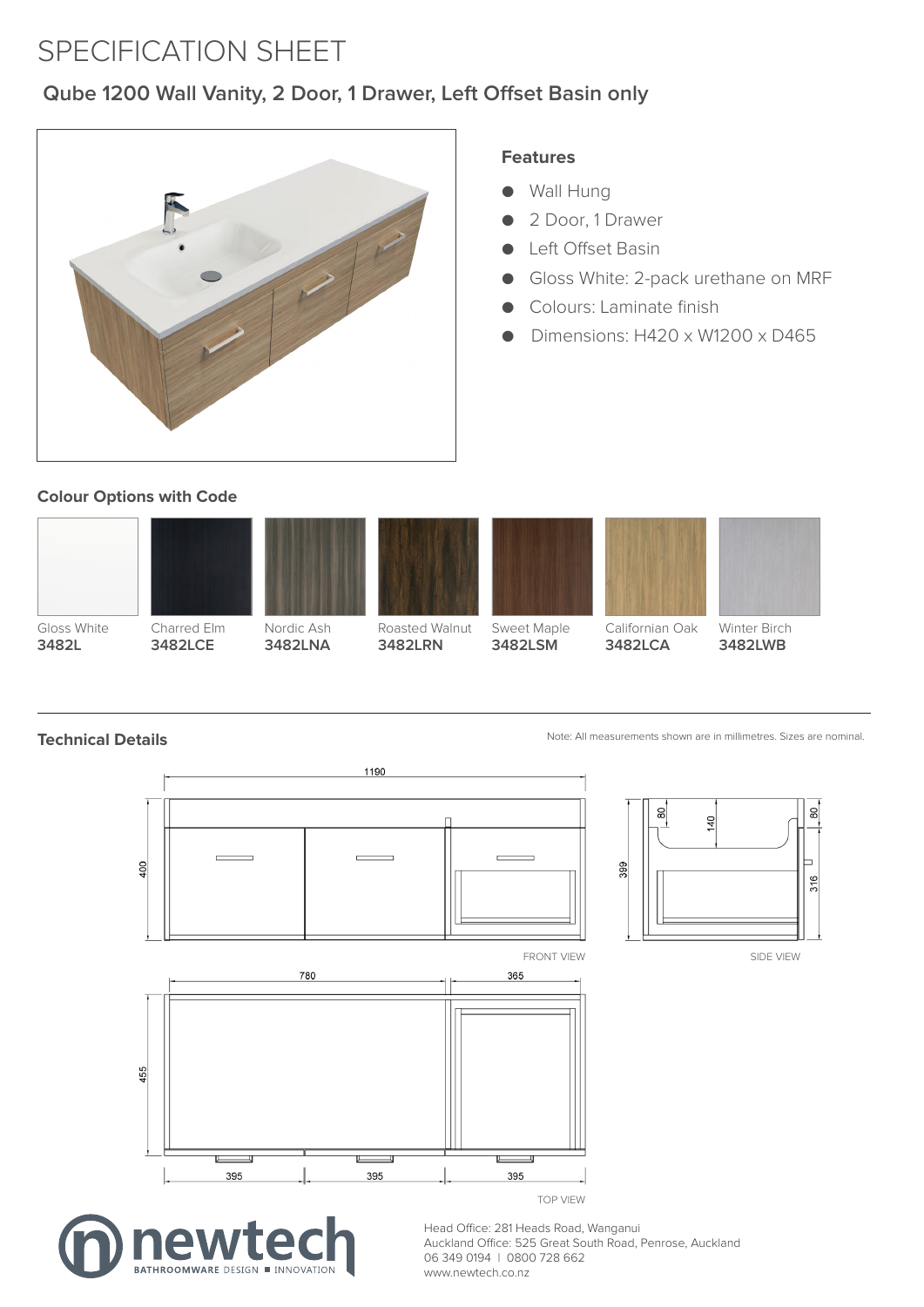# SPECIFICATION SHEET

## Qube 1200 Wall Vanity, 2 Door, 1 Drawer, Left Offset Basin only

### Features

- Wall Hung
- 2 Door, 1 Drawer
- Left Offset Basin
- Gloss White: 2-pack urethane on MRF
- Colours: Laminate finish
- Dimensions: H420 x W1200 x D465

### Colour Options with Code

| Gloss White | Charred Elm | Nordic Ash | Roasted Walnut | Sweet Maple | Californian Oak | Winter Birch |
|---|---|---|---|---|---|---|
| **3482L** | **3482LCE** | **3482LNA** | **3482LRN** | **3482LSM** | **3482LCA** | **3482LWB** |

### Technical Details

Note: All measurements shown are in millimetres. Sizes are nominal.

FRONT VIEW

SIDE VIEW

TOP VIEW

Head Office: 281 Heads Road, Wanganui
Auckland Office: 525 Great South Road, Penrose, Auckland
06 349 0194 | 0800 728 662
www.newtech.co.nz

newtech BATHROOMWARE DESIGN ■ INNOVATION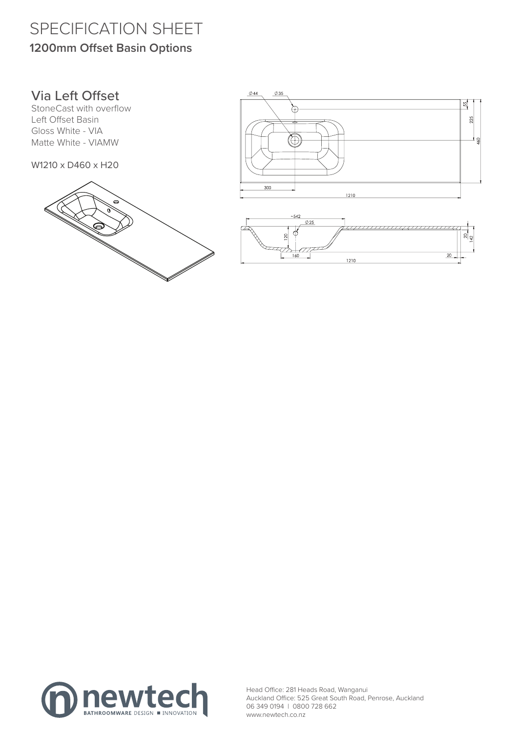# SPECIFICATION SHEET

## 1200mm Offset Basin Options

### Via Left Offset

StoneCast with overflow
Left Offset Basin
Gloss White - VIA
Matte White - VIAMW

W1210 x D460 x H20

Ø44
Ø35
55
225
460
300
1210

~542
Ø25
120
160
20
142
20
1210

Head Office: 281 Heads Road, Wanganui
Auckland Office: 525 Great South Road, Penrose, Auckland
06 349 0194 | 0800 728 662
www.newtech.co.nz